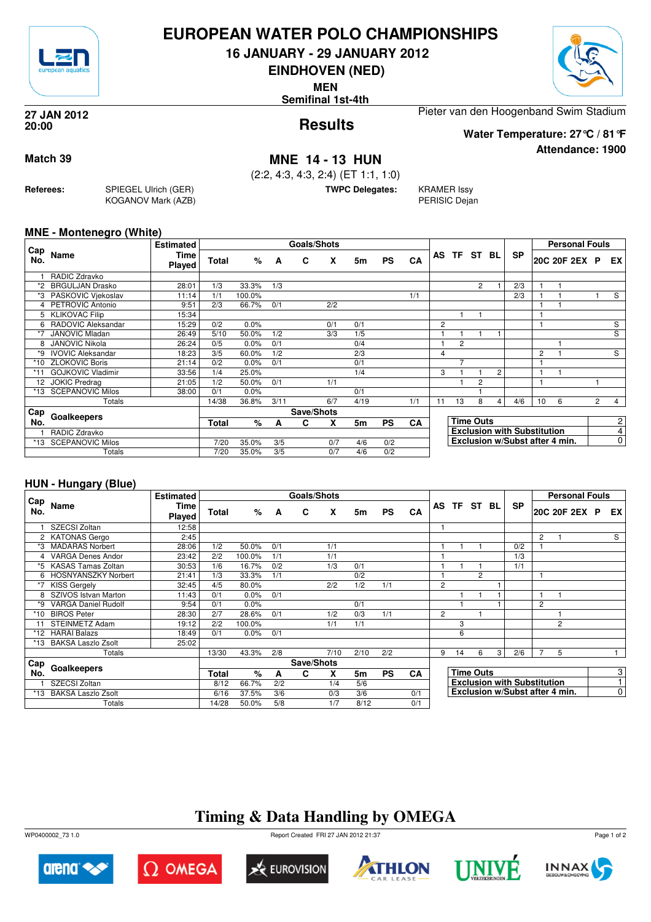# EUROPEAN WATER POLO CHAMPIONSHIPS

## 16 JANUARY - 29 JANUARY 2012

## EINDHOVEN (NED)

**MEN**

**Semifinal 1st-4th**

**27 JAN 2012**
**20:00**

# Results

Pieter van den Hoogenband Swim Stadium

**Water Temperature: 27°C / 81°F**

**Attendance: 1900**

**Match 39**

## MNE 14 - 13 HUN

(2:2, 4:3, 4:3, 2:4) (ET 1:1, 1:0)

**Referees:** SPIEGEL Ulrich (GER), KOGANOV Mark (AZB)

**TWPC Delegates:** KRAMER Issy, PERISIC Dejan

### MNE - Montenegro (White)

| Cap No. | Name | Estimated Time Played | Goals/Shots Total | % | A | C | X | 5m | PS | CA | AS | TF | ST | BL | SP | 20C | 20F | 2EX | P | EX |
|---|---|---|---|---|---|---|---|---|---|---|---|---|---|---|---|---|---|---|---|---|
| 1 | RADIC Zdravko | | | | | | | | | | | | | | | | | | | |
| *2 | BRGULJAN Drasko | 28:01 | 1/3 | 33.3% | 1/3 | | | | | | | | 2 | 1 | 2/3 | 1 | 1 | | | |
| *3 | PASKOVIC Vjekoslav | 11:14 | 1/1 | 100.0% | | | | | | 1/1 | | | | | 2/3 | 1 | 1 | | 1 | S |
| 4 | PETROVIC Antonio | 9:51 | 2/3 | 66.7% | 0/1 | | 2/2 | | | | | | | | | 1 | 1 | | | |
| 5 | KLIKOVAC Filip | 15:34 | | | | | | | | | | 1 | 1 | | | 1 | | | | |
| 6 | RADOVIC Aleksandar | 15:29 | 0/2 | 0.0% | | | 0/1 | 0/1 | | | 2 | | | | | 1 | | | | S |
| *7 | JANOVIC Mladan | 26:49 | 5/10 | 50.0% | 1/2 | | 3/3 | 1/5 | | | 1 | 1 | 1 | 1 | | | | | | S |
| 8 | JANOVIC Nikola | 26:24 | 0/5 | 0.0% | 0/1 | | | 0/4 | | | 1 | 2 | | | | | 1 | | | |
| *9 | IVOVIC Aleksandar | 18:23 | 3/5 | 60.0% | 1/2 | | | 2/3 | | | 4 | | | | | 2 | 1 | | | S |
| *10 | ZLOKOVIC Boris | 21:14 | 0/2 | 0.0% | 0/1 | | | 0/1 | | | | 7 | | | | 1 | | | | |
| *11 | GOJKOVIC Vladimir | 33:56 | 1/4 | 25.0% | | | | 1/4 | | | 3 | 1 | 1 | 2 | | 1 | 1 | | | |
| 12 | JOKIC Predrag | 21:05 | 1/2 | 50.0% | 0/1 | | 1/1 | | | | | 1 | 2 | | | 1 | | | 1 | |
| *13 | SCEPANOVIC Milos | 38:00 | 0/1 | 0.0% | | | | 0/1 | | | | | 1 | | | | | | | |
| | Totals | | 14/38 | 36.8% | 3/11 | | 6/7 | 4/19 | | 1/1 | 11 | 13 | 8 | 4 | 4/6 | 10 | 6 | | 2 | 4 |

| Cap No. | Goalkeepers | Save/Shots Total | % | A | C | X | 5m | PS | CA |
|---|---|---|---|---|---|---|---|---|---|
| 1 | RADIC Zdravko | | | | | | | | |
| *13 | SCEPANOVIC Milos | 7/20 | 35.0% | 3/5 | | 0/7 | 4/6 | 0/2 | |
| | Totals | 7/20 | 35.0% | 3/5 | | 0/7 | 4/6 | 0/2 | |

| | |
|---|---|
| **Time Outs** | 2 |
| **Exclusion with Substitution** | 4 |
| **Exclusion w/Subst after 4 min.** | 0 |

### HUN - Hungary (Blue)

| Cap No. | Name | Estimated Time Played | Goals/Shots Total | % | A | C | X | 5m | PS | CA | AS | TF | ST | BL | SP | 20C | 20F | 2EX | P | EX |
|---|---|---|---|---|---|---|---|---|---|---|---|---|---|---|---|---|---|---|---|---|
| 1 | SZECSI Zoltan | 12:58 | | | | | | | | | 1 | | | | | | | | | |
| 2 | KATONAS Gergo | 2:45 | | | | | | | | | | | | | | 2 | 1 | | | S |
| *3 | MADARAS Norbert | 28:06 | 1/2 | 50.0% | 0/1 | | 1/1 | | | | 1 | 1 | 1 | | 0/2 | 1 | | | | |
| 4 | VARGA Denes Andor | 23:42 | 2/2 | 100.0% | 1/1 | | 1/1 | | | | 1 | | | | 1/3 | | | | | |
| *5 | KASAS Tamas Zoltan | 30:53 | 1/6 | 16.7% | 0/2 | | 1/3 | 0/1 | | | 1 | 1 | 1 | | 1/1 | | | | | |
| 6 | HOSNYANSZKY Norbert | 21:41 | 1/3 | 33.3% | 1/1 | | | 0/2 | | | 1 | | 2 | | | 1 | | | | |
| *7 | KISS Gergely | 32:45 | 4/5 | 80.0% | | | 2/2 | 1/2 | 1/1 | | 2 | | | 1 | | | | | | |
| 8 | SZIVOS Istvan Marton | 11:43 | 0/1 | 0.0% | 0/1 | | | | | | | 1 | 1 | 1 | | 1 | 1 | | | |
| *9 | VARGA Daniel Rudolf | 9:54 | 0/1 | 0.0% | | | | 0/1 | | | | 1 | | 1 | | 2 | | | | |
| *10 | BIROS Peter | 28:30 | 2/7 | 28.6% | 0/1 | | 1/2 | 0/3 | 1/1 | | 2 | | 1 | | | | 1 | | | |
| 11 | STEINMETZ Adam | 19:12 | 2/2 | 100.0% | | | 1/1 | 1/1 | | | | 3 | | | | | 2 | | | |
| *12 | HARAI Balazs | 18:49 | 0/1 | 0.0% | 0/1 | | | | | | | 6 | | | | | | | | |
| *13 | BAKSA Laszlo Zsolt | 25:02 | | | | | | | | | | | | | | | | | | |
| | Totals | | 13/30 | 43.3% | 2/8 | | 7/10 | 2/10 | 2/2 | | 9 | 14 | 6 | 3 | 2/6 | 7 | 5 | | | 1 |

| Cap No. | Goalkeepers | Save/Shots Total | % | A | C | X | 5m | PS | CA |
|---|---|---|---|---|---|---|---|---|---|
| 1 | SZECSI Zoltan | 8/12 | 66.7% | 2/2 | | 1/4 | 5/6 | | |
| *13 | BAKSA Laszlo Zsolt | 6/16 | 37.5% | 3/6 | | 0/3 | 3/6 | | 0/1 |
| | Totals | 14/28 | 50.0% | 5/8 | | 1/7 | 8/12 | | 0/1 |

| | |
|---|---|
| **Time Outs** | 3 |
| **Exclusion with Substitution** | 1 |
| **Exclusion w/Subst after 4 min.** | 0 |

## Timing & Data Handling by OMEGA

WP0400002_73 1.0 Report Created FRI 27 JAN 2012 21:37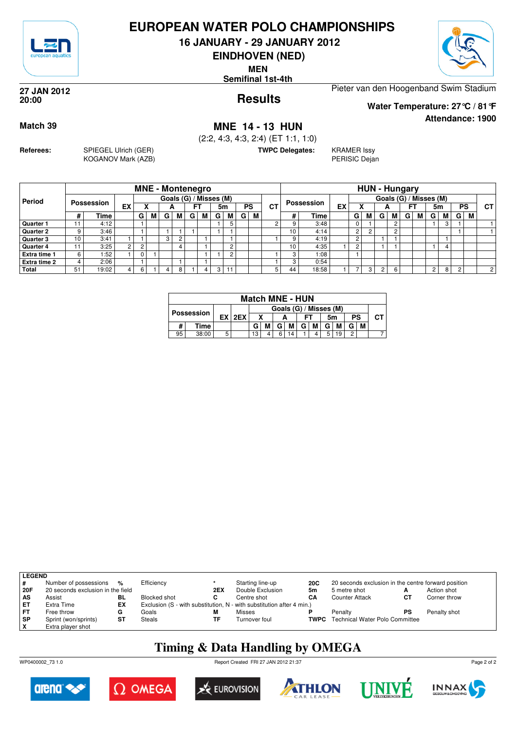# EUROPEAN WATER POLO CHAMPIONSHIPS

**16 JANUARY - 29 JANUARY 2012**

**EINDHOVEN (NED)**

**MEN**

**Semifinal 1st-4th**

**27 JAN 2012**
**20:00**

## Results

Pieter van den Hoogenband Swim Stadium

**Water Temperature: 27°C / 81°F**

**Attendance: 1900**

**Match 39**

## MNE 14 - 13 HUN

(2:2, 4:3, 4:3, 2:4) (ET 1:1, 1:0)

**Referees:** SPIEGEL Ulrich (GER), KOGANOV Mark (AZB)

**TWPC Delegates:** KRAMER Issy, PERISIC Dejan

| Period | MNE - Montenegro | | | | | | | | | | | | | | | HUN - Hungary | | | | | | | | | | | | | | |
|---|---|---|---|---|---|---|---|---|---|---|---|---|---|---|---|---|---|---|---|---|---|---|---|---|---|---|---|---|---|---|
| | Possession | | EX | Goals (G) / Misses (M) | | | | | | | | | | CT | Possession | | EX | Goals (G) / Misses (M) | | | | | | | | | | CT |
| | | | | X | | A | | FT | | 5m | | PS | | | | | | X | | A | | FT | | 5m | | PS | | |
| | # | Time | | G | M | G | M | G | M | G | M | G | M | | # | Time | | G | M | G | M | G | M | G | M | G | M | |
| Quarter 1 | 11 | 4:12 | | 1 | | | | | | 1 | 5 | | | 2 | 9 | 3:48 | | 0 | 1 | | 2 | | | 1 | 3 | 1 | | 1 |
| Quarter 2 | 9 | 3:46 | | 1 | | 1 | 1 | 1 | | 1 | 1 | | | | 10 | 4:14 | | 2 | 2 | | 2 | | | | | 1 | | 1 |
| Quarter 3 | 10 | 3:41 | 1 | 1 | | 3 | 2 | | 1 | | 1 | | | 1 | 9 | 4:19 | | 2 | | 1 | 1 | | | | 1 | | | |
| Quarter 4 | 11 | 3:25 | 2 | 2 | | | 4 | | 1 | | 2 | | | | 10 | 4:35 | 1 | 2 | | 1 | 1 | | | 1 | 4 | | | |
| Extra time 1 | 6 | 1:52 | 1 | 0 | 1 | | | | 1 | 1 | 2 | | | 1 | 3 | 1:08 | | 1 | | | | | | | | | | |
| Extra time 2 | 4 | 2:06 | | 1 | | | 1 | | 1 | | | | | 1 | 3 | 0:54 | | | | | | | | | | | | |
| Total | 51 | 19:02 | 4 | 6 | 1 | 4 | 8 | 1 | 4 | 3 | 11 | | | 5 | 44 | 18:58 | 1 | 7 | 3 | 2 | 6 | | | 2 | 8 | 2 | | 2 |

| Match MNE - HUN | | | | | | | | | | | | | | |
|---|---|---|---|---|---|---|---|---|---|---|---|---|---|---|
| Possession | | EX | 2EX | Goals (G) / Misses (M) | | | | | | | | | | CT |
| | | | | X | | A | | FT | | 5m | | PS | | |
| # | Time | | | G | M | G | M | G | M | G | M | G | M | |
| 95 | 38:00 | 5 | | 13 | 4 | 6 | 14 | 1 | 4 | 5 | 19 | 2 | | 7 |

**LEGEND**

| | | | | | | | | | |
|---|---|---|---|---|---|---|---|---|---|
| # | Number of possessions | % | Efficiency | * | Starting line-up | 20C | 20 seconds exclusion in the centre forward position | | |
| 20F | 20 seconds exclusion in the field | | | 2EX | Double Exclusion | 5m | 5 metre shot | A | Action shot |
| AS | Assist | BL | Blocked shot | C | Centre shot | CA | Counter Attack | CT | Corner throw |
| ET | Extra Time | EX | Exclusion (S - with substitution, N - with substitution after 4 min.) | | | | | | |
| FT | Free throw | G | Goals | M | Misses | P | Penalty | PS | Penalty shot |
| SP | Sprint (won/sprints) | ST | Steals | TF | Turnover foul | TWPC | Technical Water Polo Committee | | |
| X | Extra player shot | | | | | | | | |

## Timing & Data Handling by OMEGA

WP0400002_73 1.0 Report Created FRI 27 JAN 2012 21:37